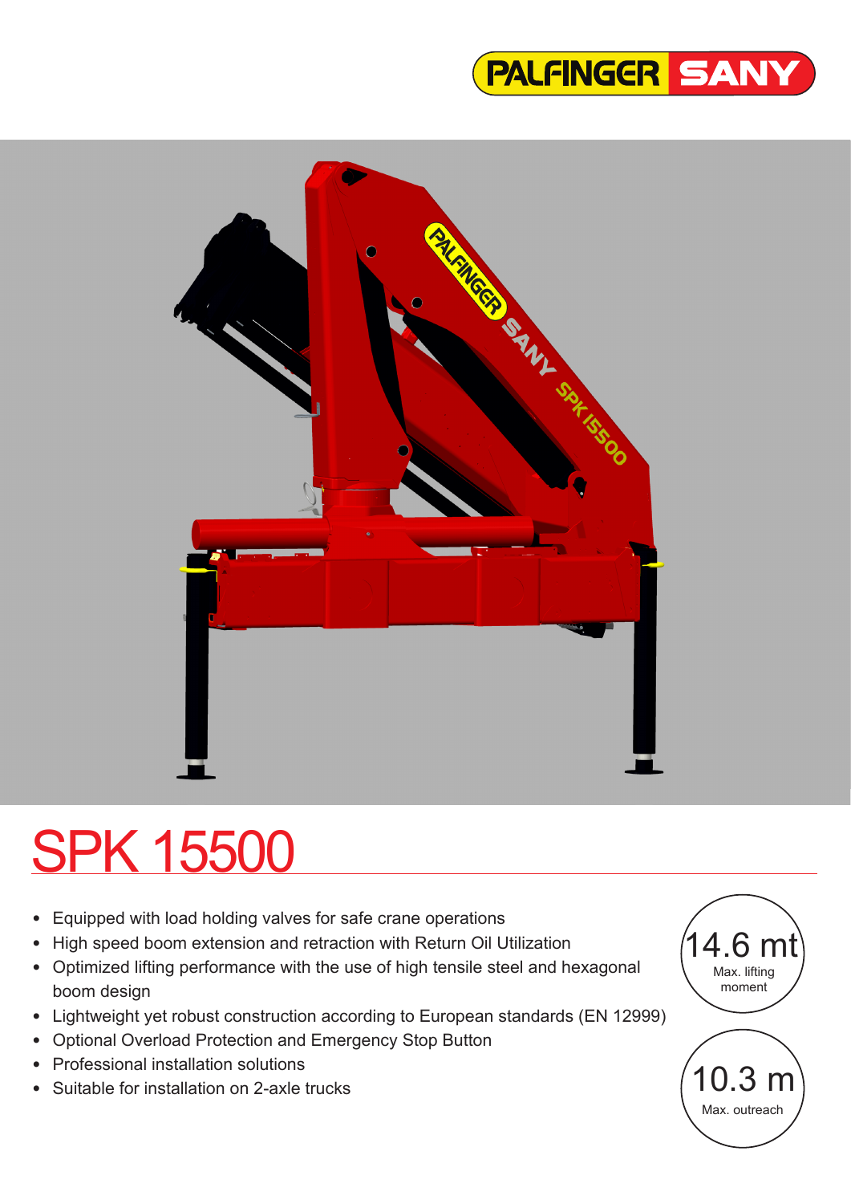PALFINGER SANY

# SPK 15500

- Equipped with load holding valves for safe crane operations
- High speed boom extension and retraction with Return Oil Utilization
- Optimized lifting performance with the use of high tensile steel and hexagonal boom design
- Lightweight yet robust construction according to European standards (EN 12999)
- Optional Overload Protection and Emergency Stop Button
- Professional installation solutions
- Suitable for installation on 2-axle trucks

**14.6 mt**
Max. lifting moment

**10.3 m**
Max. outreach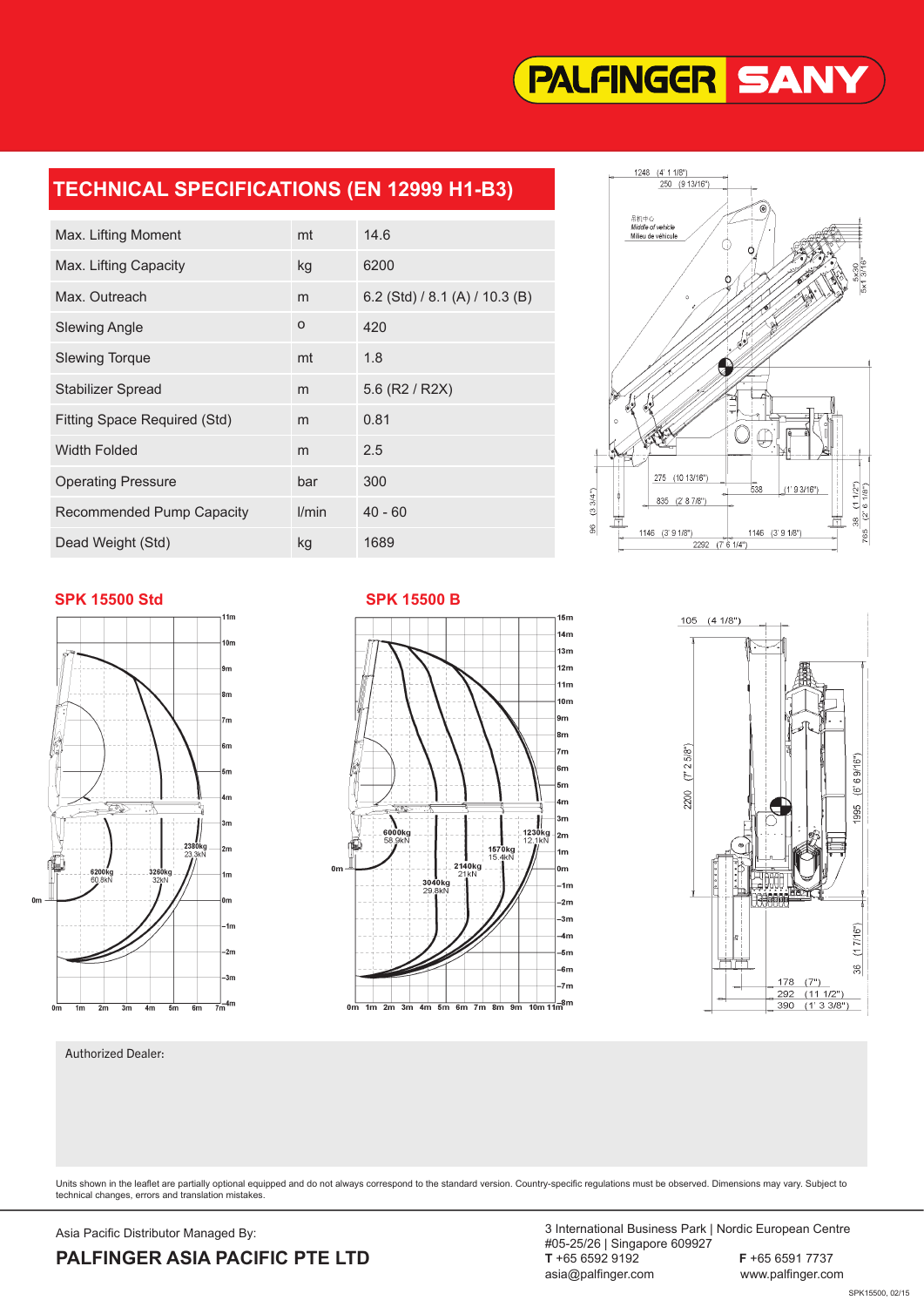PALFINGER SANY

## TECHNICAL SPECIFICATIONS (EN 12999 H1-B3)

| | | |
|---|---|---|
| Max. Lifting Moment | mt | 14.6 |
| Max. Lifting Capacity | kg | 6200 |
| Max. Outreach | m | 6.2 (Std) / 8.1 (A) / 10.3 (B) |
| Slewing Angle | o | 420 |
| Slewing Torque | mt | 1.8 |
| Stabilizer Spread | m | 5.6 (R2 / R2X) |
| Fitting Space Required (Std) | m | 0.81 |
| Width Folded | m | 2.5 |
| Operating Pressure | bar | 300 |
| Recommended Pump Capacity | l/min | 40 - 60 |
| Dead Weight (Std) | kg | 1689 |

1248 (4' 1 1/8")
250 (9 13/16")
吊机中心
Middle of vehicle
Milieu de véhicule
5x30
5x1 3/16"
275 (10 13/16")
538 (1' 9 3/16")
835 (2' 8 7/8")
96 (3 3/4")
38 (1 1/2")
785 (2' 6 7/8")
1146 (3' 9 1/8")
1146 (3' 9 1/8")
2292 (7' 6 1/4")

### SPK 15500 Std

6200kg 60.8kN
3260kg 32kN
2380kg 23.3kN

### SPK 15500 B

6000kg 58.9kN
3040kg 29.8kN
2140kg 21kN
1570kg 15.4kN
1230kg 12.1kN

105 (4 1/8")
2200 (7' 2 5/8")
1995 (6' 6 9/16")
36 (1 7/16")
178 (7")
292 (11 1/2")
390 (1' 3 3/8")

Authorized Dealer:

Units shown in the leaflet are partially optional equipped and do not always correspond to the standard version. Country-specific regulations must be observed. Dimensions may vary. Subject to technical changes, errors and translation mistakes.

Asia Pacific Distributor Managed By:

**PALFINGER ASIA PACIFIC PTE LTD**

3 International Business Park | Nordic European Centre
#05-25/26 | Singapore 609927
**T** +65 6592 9192 **F** +65 6591 7737
asia@palfinger.com www.palfinger.com

SPK15500, 02/15